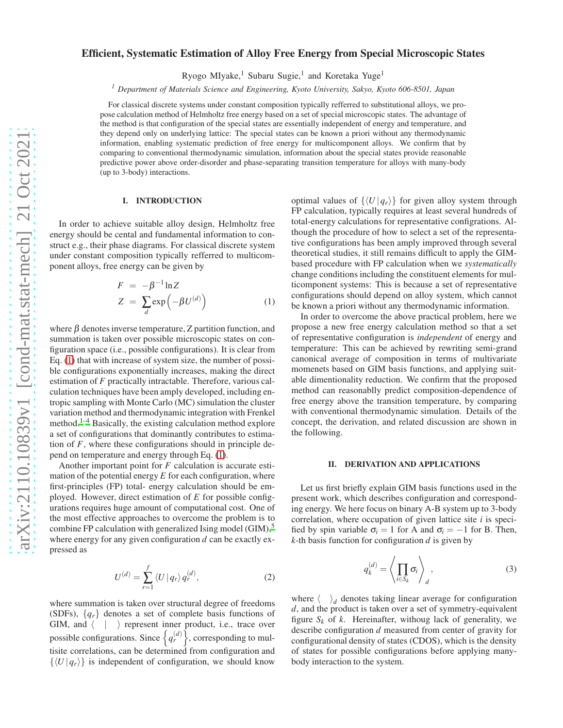# Efficient, Systematic Estimation of Alloy Free Energy from Special Microscopic States

Ryogo MIyake,[1] Subaru Sugie,[1] and Koretaka Yuge[1]

[1] *Department of Materials Science and Engineering, Kyoto University, Sakyo, Kyoto 606-8501, Japan*

For classical discrete systems under constant composition typically refferred to substitutional alloys, we propose calculation method of Helmholtz free energy based on a set of special microscopic states. The advantage of the method is that configuration of the special states are essentially independent of energy and temperature, and they depend only on underlying lattice: The special states can be known a priori without any thermodynamic information, enabling systematic prediction of free energy for multicomponent alloys. We confirm that by comparing to conventional thermodynamic simulation, information about the special states provide reasonable predictive power above order-disorder and phase-separating transition temperature for alloys with many-body (up to 3-body) interactions.

## I. INTRODUCTION

In order to achieve suitable alloy design, Helmholtz free energy should be cental and fundamental information to construct e.g., their phase diagrams. For classical discrete system under constant composition typically refferred to multicomponent alloys, free energy can be given by

$$
\begin{aligned}
F &= -\beta^{-1}\ln Z \\
Z &= \sum_{d}\exp\left(-\beta U^{(d)}\right)
\end{aligned}
\tag{1}
$$

where $\beta$ denotes inverse temperature, Z partition function, and summation is taken over possible microscopic states on configuration space (i.e., possible configurations). It is clear from Eq. (1) that with increase of system size, the number of possible configurations exponentially increases, making the direct estimation of $F$ practically intractable. Therefore, various calculation techniques have been amply developed, including entropic sampling with Monte Carlo (MC) simulation the cluster variation method and thermodynamic integration with Frenkel method.[1–4] Basically, the existing calculation method explore a set of configurations that dominantly contributes to estimation of $F$, where these configurations should in principle depend on temperature and energy through Eq. (1).

Another important point for $F$ calculation is accurate estimation of the potential energy $E$ for each configuration, where first-principles (FP) total- energy calculation should be employed. However, direct estimation of $E$ for possible configurations requires huge amount of computational cost. One of the most effective approaches to overcome the problem is to combine FP calculation with generalized Ising model (GIM),[5] where energy for any given configuration $d$ can be exactly expressed as

$$
U^{(d)} = \sum_{r=1}^{f}\langle U\,|\,q_r\rangle\, q_r^{(d)},
\tag{2}
$$

where summation is taken over structural degree of freedoms (SDFs), $\{q_r\}$ denotes a set of complete basis functions of GIM, and $\langle\ \ |\ \ \rangle$ represent inner product, i.e., trace over possible configurations. Since $\left\{q_r^{(d)}\right\}$, corresponding to multisite correlations, can be determined from configuration and $\{\langle U\,|\,q_r\rangle\}$ is independent of configuration, we should know optimal values of $\{\langle U\,|\,q_r\rangle\}$ for given alloy system through FP calculation, typically requires at least several hundreds of total-energy calculations for representative configrations. Although the procedure of how to select a set of the representative configurations has been amply improved through several theoretical studies, it still remains difficult to apply the GIM-based procedure with FP calculation when we *systematically* change conditions including the constituent elements for multicomponent systems: This is because a set of representative configurations should depend on alloy system, which cannot be known a priori without any thermodynamic information.

In order to overcome the above practical problem, here we propose a new free energy calculation method so that a set of representative configuration is *independent* of energy and temperature: This can be achieved by rewriting semi-grand canonical average of composition in terms of multivariate momenets based on GIM basis functions, and applying suitable dimentionality reduction. We confirm that the proposed method can reasonablly predict composition-dependence of free energy above the transition temperature, by comparing with conventional thermodynamic simulation. Details of the concept, the derivation, and related discussion are shown in the following.

## II. DERIVATION AND APPLICATIONS

Let us first briefly explain GIM basis functions used in the present work, which describes configuration and corresponding energy. We here focus on binary A-B system up to 3-body correlation, where occupation of given lattice site $i$ is specified by spin variable $\sigma_i = 1$ for A and $\sigma_i = -1$ for B. Then, $k$-th basis function for configuration $d$ is given by

$$
q_k^{(d)} = \left\langle \prod_{i\in S_k}\sigma_i \right\rangle_d,
\tag{3}
$$

where $\langle\ \ \rangle_d$ denotes taking linear average for configuration $d$, and the product is taken over a set of symmetry-equivalent figure $S_k$ of $k$. Hereinafter, withoug lack of generality, we describe configuration $d$ measured from center of gravity for configurational density of states (CDOS), which is the density of states for possible configurations before applying many-body interaction to the system.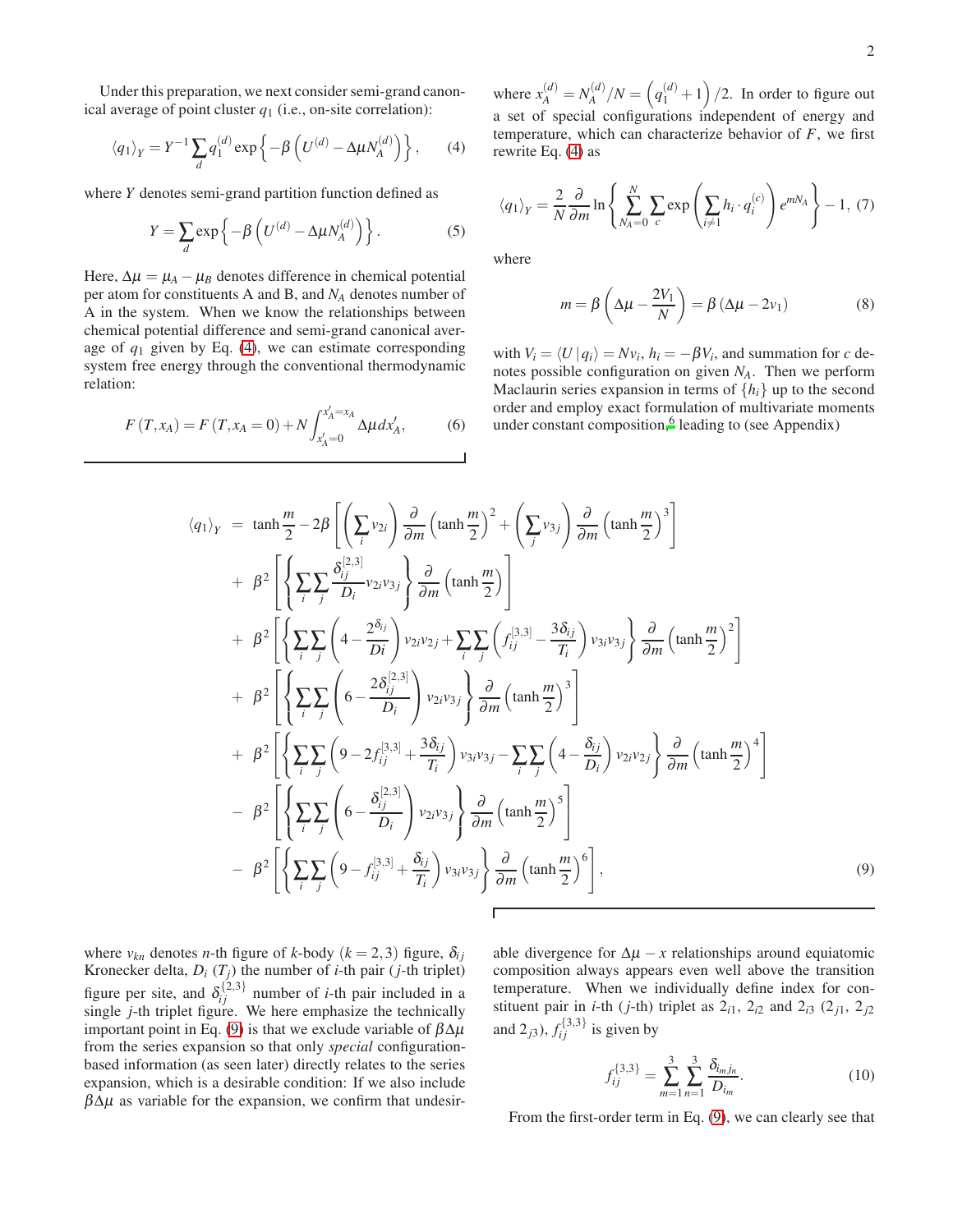Under this preparation, we next consider semi-grand canonical average of point cluster $q_1$ (i.e., on-site correlation):

$$\langle q_1 \rangle_Y = Y^{-1} \sum_d q_1^{(d)} \exp\left\{ -\beta \left( U^{(d)} - \Delta\mu N_A^{(d)} \right) \right\}, \qquad (4)$$

where $Y$ denotes semi-grand partition function defined as

$$Y = \sum_d \exp\left\{ -\beta \left( U^{(d)} - \Delta\mu N_A^{(d)} \right) \right\}. \qquad (5)$$

Here, $\Delta\mu = \mu_A - \mu_B$ denotes difference in chemical potential per atom for constituents A and B, and $N_A$ denotes number of A in the system. When we know the relationships between chemical potential difference and semi-grand canonical average of $q_1$ given by Eq. (4), we can estimate corresponding system free energy through the conventional thermodynamic relation:

$$F(T, x_A) = F(T, x_A = 0) + N \int_{x_A'=0}^{x_A'=x_A} \Delta\mu \, dx_A', \qquad (6)$$

where $x_A^{(d)} = N_A^{(d)}/N = \left( q_1^{(d)} + 1 \right)/2$. In order to figure out a set of special configurations independent of energy and temperature, which can characterize behavior of $F$, we first rewrite Eq. (4) as

$$\langle q_1 \rangle_Y = \frac{2}{N} \frac{\partial}{\partial m} \ln \left\{ \sum_{N_A=0}^{N} \sum_c \exp\left( \sum_{i \neq 1} h_i \cdot q_i^{(c)} \right) e^{m N_A} \right\} - 1, \qquad (7)$$

where

$$m = \beta \left( \Delta\mu - \frac{2V_1}{N} \right) = \beta \left( \Delta\mu - 2v_1 \right) \qquad (8)$$

with $V_i = \langle U | q_i \rangle = N v_i$, $h_i = -\beta V_i$, and summation for $c$ denotes possible configuration on given $N_A$. Then we perform Maclaurin series expansion in terms of $\{h_i\}$ up to the second order and employ exact formulation of multivariate moments under constant composition,[6] leading to (see Appendix)

$$\begin{aligned}
\langle q_1 \rangle_Y = {} & \tanh\frac{m}{2} - 2\beta \left[ \left( \sum_i v_{2i} \right) \frac{\partial}{\partial m} \left( \tanh\frac{m}{2} \right)^2 + \left( \sum_j v_{3j} \right) \frac{\partial}{\partial m} \left( \tanh\frac{m}{2} \right)^3 \right] \\
& + \beta^2 \left[ \left\{ \sum_i \sum_j \frac{\delta_{ij}^{[2,3]}}{D_i} v_{2i} v_{3j} \right\} \frac{\partial}{\partial m} \left( \tanh\frac{m}{2} \right) \right] \\
& + \beta^2 \left[ \left\{ \sum_i \sum_j \left( 4 - \frac{2^{\delta_{ij}}}{Di} \right) v_{2i} v_{2j} + \sum_i \sum_j \left( f_{ij}^{[3,3]} - \frac{3\delta_{ij}}{T_i} \right) v_{3i} v_{3j} \right\} \frac{\partial}{\partial m} \left( \tanh\frac{m}{2} \right)^2 \right] \\
& + \beta^2 \left[ \left\{ \sum_i \sum_j \left( 6 - \frac{2\delta_{ij}^{[2,3]}}{D_i} \right) v_{2i} v_{3j} \right\} \frac{\partial}{\partial m} \left( \tanh\frac{m}{2} \right)^3 \right] \\
& + \beta^2 \left[ \left\{ \sum_i \sum_j \left( 9 - 2 f_{ij}^{[3,3]} + \frac{3\delta_{ij}}{T_i} \right) v_{3i} v_{3j} - \sum_i \sum_j \left( 4 - \frac{\delta_{ij}}{D_i} \right) v_{2i} v_{2j} \right\} \frac{\partial}{\partial m} \left( \tanh\frac{m}{2} \right)^4 \right] \\
& - \beta^2 \left[ \left\{ \sum_i \sum_j \left( 6 - \frac{\delta_{ij}^{[2,3]}}{D_i} \right) v_{2i} v_{3j} \right\} \frac{\partial}{\partial m} \left( \tanh\frac{m}{2} \right)^5 \right] \\
& - \beta^2 \left[ \left\{ \sum_i \sum_j \left( 9 - f_{ij}^{[3,3]} + \frac{\delta_{ij}}{T_i} \right) v_{3i} v_{3j} \right\} \frac{\partial}{\partial m} \left( \tanh\frac{m}{2} \right)^6 \right],
\end{aligned} \qquad (9)$$

where $v_{kn}$ denotes $n$-th figure of $k$-body ($k = 2, 3$) figure, $\delta_{ij}$ Kronecker delta, $D_i$ ($T_j$) the number of $i$-th pair ($j$-th triplet) figure per site, and $\delta_{ij}^{\{2,3\}}$ number of $i$-th pair included in a single $j$-th triplet figure. We here emphasize the technically important point in Eq. (9) is that we exclude variable of $\beta\Delta\mu$ from the series expansion so that only *special* configuration-based information (as seen later) directly relates to the series expansion, which is a desirable condition: If we also include $\beta\Delta\mu$ as variable for the expansion, we confirm that undesirable divergence for $\Delta\mu - x$ relationships around equiatomic composition always appears even well above the transition temperature. When we individually define index for constituent pair in $i$-th ($j$-th) triplet as $2_{i1}$, $2_{i2}$ and $2_{i3}$ ($2_{j1}$, $2_{j2}$ and $2_{j3}$), $f_{ij}^{\{3,3\}}$ is given by

$$f_{ij}^{\{3,3\}} = \sum_{m=1}^{3} \sum_{n=1}^{3} \frac{\delta_{i_m j_n}}{D_{i_m}}. \qquad (10)$$

From the first-order term in Eq. (9), we can clearly see that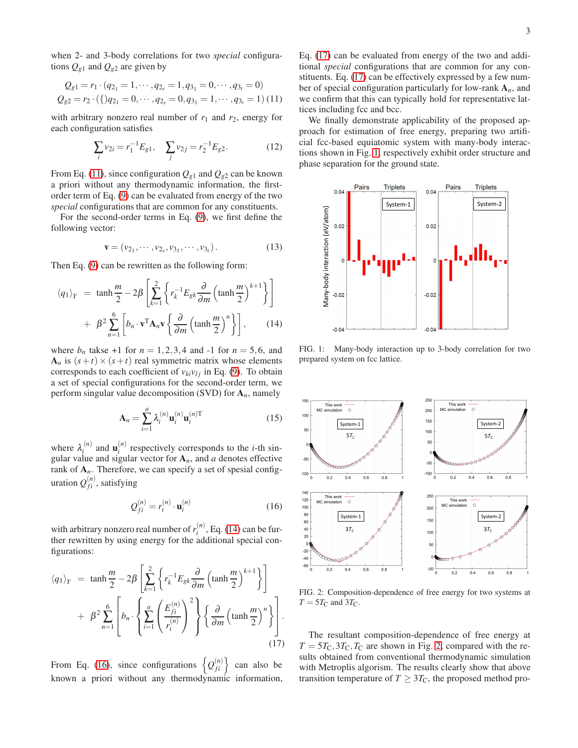when 2- and 3-body correlations for two *special* configurations $Q_{g1}$ and $Q_{g2}$ are given by

$$Q_{g1} = r_1 \cdot (q_{2_1} = 1, \cdots, q_{2_s} = 1, q_{3_1} = 0, \cdots, q_{3_t} = 0)$$
$$Q_{g2} = r_2 \cdot (\{\}q_{2_1} = 0, \cdots, q_{2_s} = 0, q_{3_1} = 1, \cdots, q_{3_t} = 1) \quad (11)$$

with arbitrary nonzero real number of $r_1$ and $r_2$, energy for each configuration satisfies

$$\sum_i v_{2i} = r_1^{-1} E_{g1}, \quad \sum_j v_{2j} = r_2^{-1} E_{g2}. \quad (12)$$

From Eq. (11), since configuration $Q_{g1}$ and $Q_{g2}$ can be known a priori without any thermodynamic information, the first-order term of Eq. (9) can be evaluated from energy of the two *special* configurations that are common for any constituents.

For the second-order terms in Eq. (9), we first define the following vector:

$$\mathbf{v} = (v_{2_1}, \cdots, v_{2_s}, v_{3_1}, \cdots, v_{3_t}). \quad (13)$$

Then Eq. (9) can be rewritten as the following form:

$$\begin{aligned} \langle q_1 \rangle_Y &= \tanh\frac{m}{2} - 2\beta \left[ \sum_{k=1}^{2} \left\{ r_k^{-1} E_{gk} \frac{\partial}{\partial m} \left( \tanh\frac{m}{2} \right)^{k+1} \right\} \right] \\ &+ \beta^2 \sum_{n=1}^{6} \left[ b_n \cdot \mathbf{v}^{\mathrm{T}} \mathbf{A}_n \mathbf{v} \left\{ \frac{\partial}{\partial m} \left( \tanh\frac{m}{2} \right)^n \right\} \right], \end{aligned} \quad (14)$$

where $b_n$ takse +1 for $n = 1,2,3,4$ and -1 for $n = 5,6$, and $\mathbf{A}_n$ is $(s+t) \times (s+t)$ real symmetric matrix whose elements corresponds to each coefficient of $v_{ki} v_{lj}$ in Eq. (9). To obtain a set of special configurations for the second-order term, we perform singular value decomposition (SVD) for $\mathbf{A}_n$, namely

$$\mathbf{A}_n = \sum_{i=1}^{a} \lambda_i^{(n)} \mathbf{u}_i^{(n)} \mathbf{u}_i^{(n)\mathrm{T}} \quad (15)$$

where $\lambda_i^{(n)}$ and $\mathbf{u}_i^{(n)}$ respectively corresponds to the $i$-th singular value and sigular vector for $\mathbf{A}_n$, and $a$ denotes effective rank of $\mathbf{A}_n$. Therefore, we can specify a set of spesial configuration $Q_{fi}^{(n)}$, satisfying

$$Q_{fi}^{(n)} = r_i^{(n)} \cdot \mathbf{u}_i^{(n)} \quad (16)$$

with arbitrary nonzero real number of $r_i^{(n)}$, Eq. (14) can be further rewritten by using energy for the additional special configurations:

$$\begin{aligned} \langle q_1 \rangle_Y &= \tanh\frac{m}{2} - 2\beta \left[ \sum_{k=1}^{2} \left\{ r_k^{-1} E_{gk} \frac{\partial}{\partial m} \left( \tanh\frac{m}{2} \right)^{k+1} \right\} \right] \\ &+ \beta^2 \sum_{n=1}^{6} \left[ b_n \cdot \left\{ \sum_{i=1}^{a} \left( \frac{E_{fi}^{(n)}}{r_i^{(n)}} \right)^2 \right\} \left\{ \frac{\partial}{\partial m} \left( \tanh\frac{m}{2} \right)^n \right\} \right]. \end{aligned} \quad (17)$$

From Eq. (16), since configurations $\left\{ Q_{fi}^{(n)} \right\}$ can also be known a priori without any thermodynamic information, Eq. (17) can be evaluated from energy of the two and additional *special* configurations that are common for any constituents. Eq. (17) can be effectively expressed by a few number of special configuration particularly for low-rank $\mathbf{A}_n$, and we confirm that this can typically hold for representative lattices including fcc and bcc.

We finally demonstrate applicability of the proposed approach for estimation of free energy, preparing two artificial fcc-based equiatomic system with many-body interactions shown in Fig. 1, respectively exhibit order structure and phase separation for the ground state.

FIG. 1: Many-body interaction up to 3-body correlation for two prepared system on fcc lattice.

FIG. 2: Composition-dependence of free energy for two systems at $T = 5T_{\mathrm{C}}$ and $3T_{\mathrm{C}}$.

The resultant composition-dependence of free energy at $T = 5T_{\mathrm{C}}, 3T_{\mathrm{C}}, T_{\mathrm{C}}$ are shown in Fig. 2, compared with the results obtained from conventional thermodynamic simulation with Metroplis algorism. The results clearly show that above transition temperature of $T \geq 3T_{\mathrm{C}}$, the proposed method pro-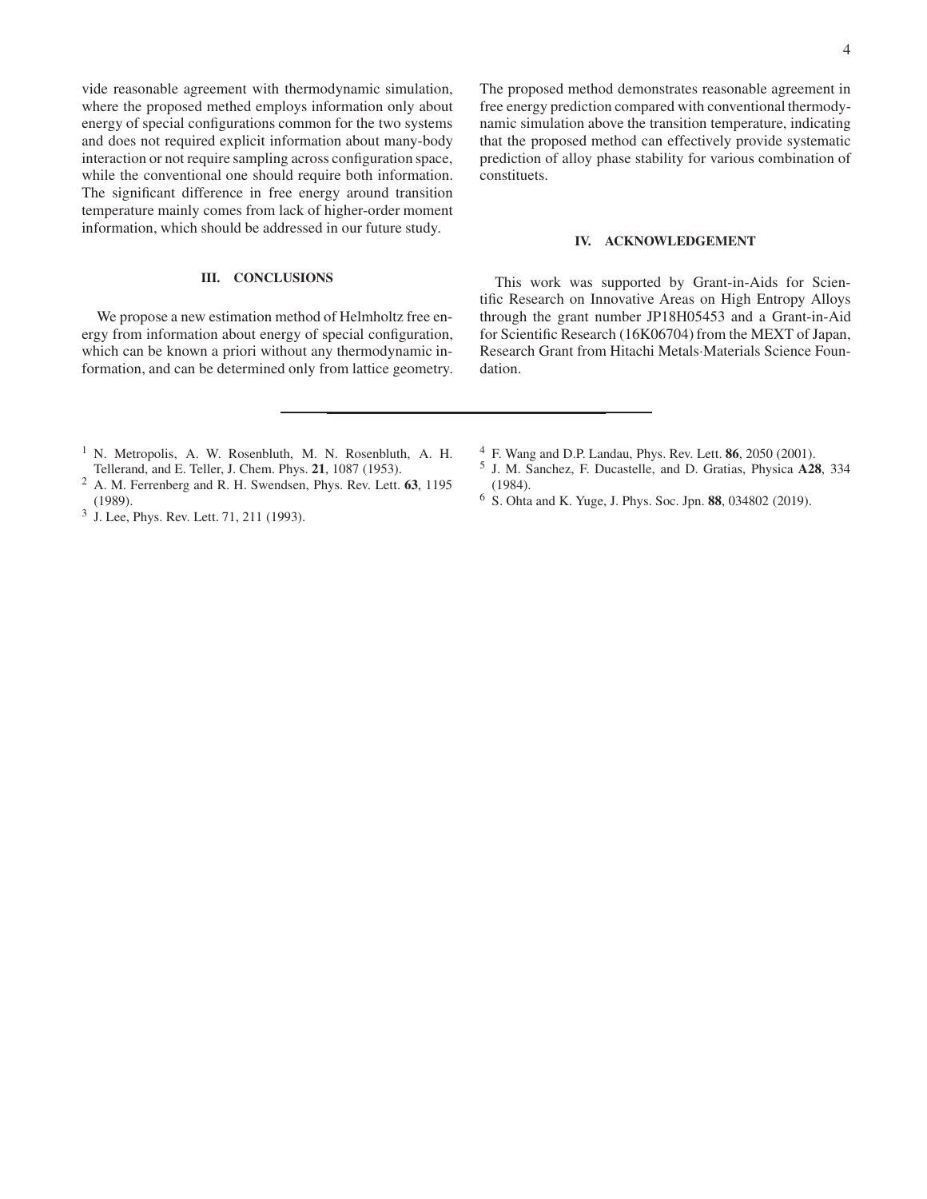vide reasonable agreement with thermodynamic simulation, where the proposed methed employs information only about energy of special configurations common for the two systems and does not required explicit information about many-body interaction or not require sampling across configuration space, while the conventional one should require both information. The significant difference in free energy around transition temperature mainly comes from lack of higher-order moment information, which should be addressed in our future study.

## III. CONCLUSIONS

We propose a new estimation method of Helmholtz free energy from information about energy of special configuration, which can be known a priori without any thermodynamic information, and can be determined only from lattice geometry. The proposed method demonstrates reasonable agreement in free energy prediction compared with conventional thermodynamic simulation above the transition temperature, indicating that the proposed method can effectively provide systematic prediction of alloy phase stability for various combination of constituets.

## IV. ACKNOWLEDGEMENT

This work was supported by Grant-in-Aids for Scientific Research on Innovative Areas on High Entropy Alloys through the grant number JP18H05453 and a Grant-in-Aid for Scientific Research (16K06704) from the MEXT of Japan, Research Grant from Hitachi Metals·Materials Science Foundation.

---

[1] N. Metropolis, A. W. Rosenbluth, M. N. Rosenbluth, A. H. Tellerand, and E. Teller, J. Chem. Phys. **21**, 1087 (1953).

[2] A. M. Ferrenberg and R. H. Swendsen, Phys. Rev. Lett. **63**, 1195 (1989).

[3] J. Lee, Phys. Rev. Lett. 71, 211 (1993).

[4] F. Wang and D.P. Landau, Phys. Rev. Lett. **86**, 2050 (2001).

[5] J. M. Sanchez, F. Ducastelle, and D. Gratias, Physica **A28**, 334 (1984).

[6] S. Ohta and K. Yuge, J. Phys. Soc. Jpn. **88**, 034802 (2019).